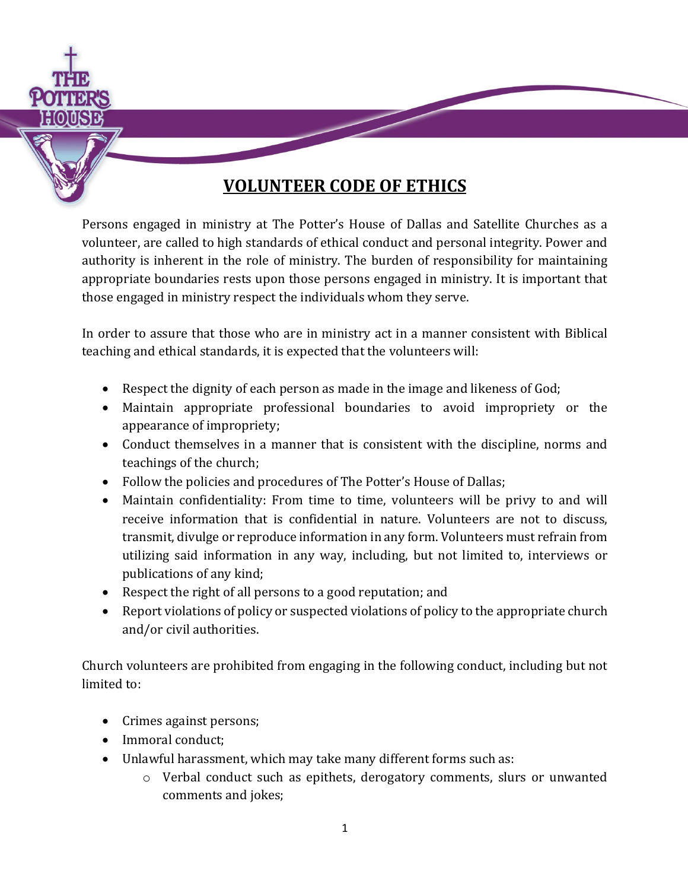# VOLUNTEER CODE OF ETHICS

Persons engaged in ministry at The Potter's House of Dallas and Satellite Churches as a volunteer, are called to high standards of ethical conduct and personal integrity. Power and authority is inherent in the role of ministry. The burden of responsibility for maintaining appropriate boundaries rests upon those persons engaged in ministry. It is important that those engaged in ministry respect the individuals whom they serve.

In order to assure that those who are in ministry act in a manner consistent with Biblical teaching and ethical standards, it is expected that the volunteers will:

- Respect the dignity of each person as made in the image and likeness of God;
- Maintain appropriate professional boundaries to avoid impropriety or the appearance of impropriety;
- Conduct themselves in a manner that is consistent with the discipline, norms and teachings of the church;
- Follow the policies and procedures of The Potter's House of Dallas;
- Maintain confidentiality: From time to time, volunteers will be privy to and will receive information that is confidential in nature. Volunteers are not to discuss, transmit, divulge or reproduce information in any form. Volunteers must refrain from utilizing said information in any way, including, but not limited to, interviews or publications of any kind;
- Respect the right of all persons to a good reputation; and
- Report violations of policy or suspected violations of policy to the appropriate church and/or civil authorities.

Church volunteers are prohibited from engaging in the following conduct, including but not limited to:

- Crimes against persons;
- Immoral conduct;
- Unlawful harassment, which may take many different forms such as:
  - Verbal conduct such as epithets, derogatory comments, slurs or unwanted comments and jokes;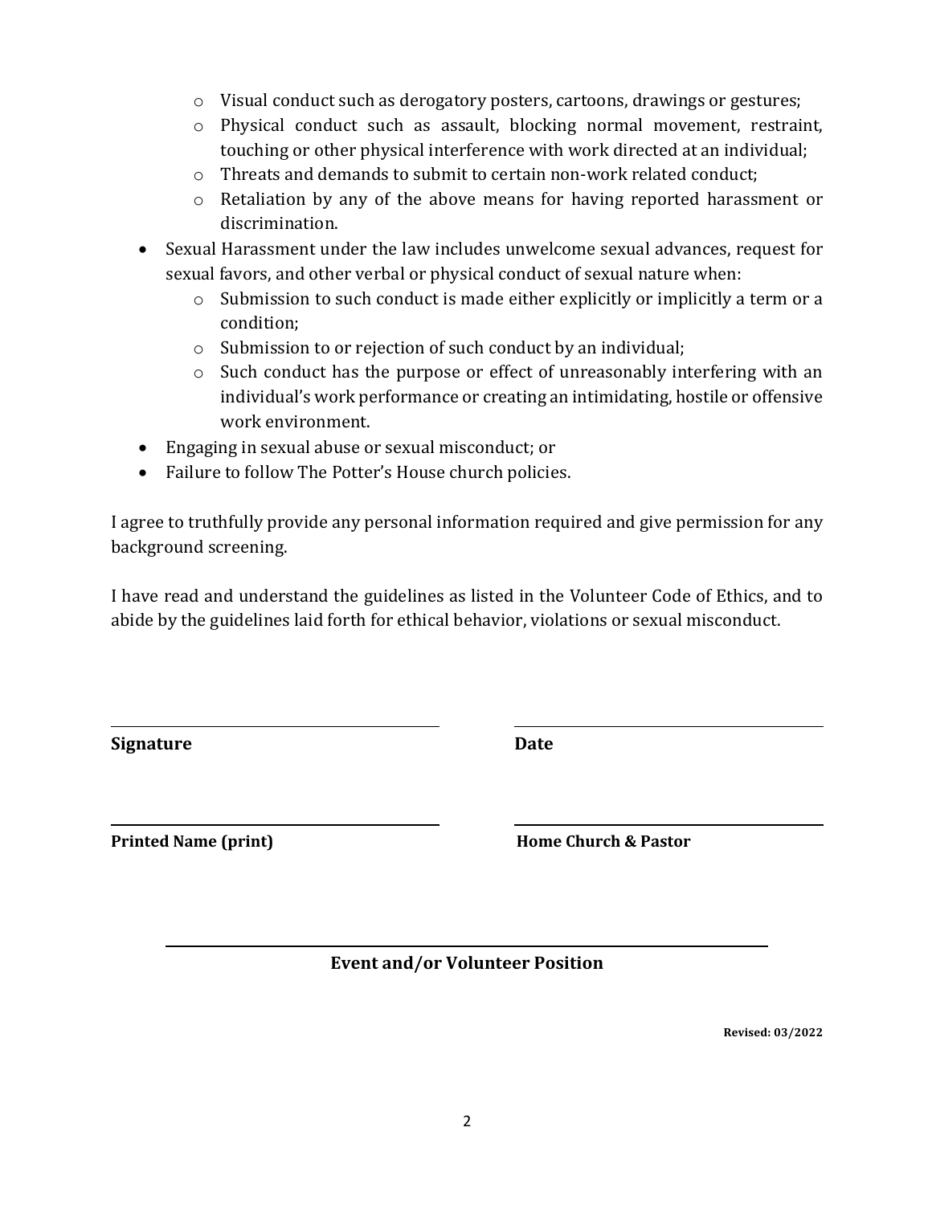- Visual conduct such as derogatory posters, cartoons, drawings or gestures;
  - Physical conduct such as assault, blocking normal movement, restraint, touching or other physical interference with work directed at an individual;
  - Threats and demands to submit to certain non-work related conduct;
  - Retaliation by any of the above means for having reported harassment or discrimination.
- Sexual Harassment under the law includes unwelcome sexual advances, request for sexual favors, and other verbal or physical conduct of sexual nature when:
  - Submission to such conduct is made either explicitly or implicitly a term or a condition;
  - Submission to or rejection of such conduct by an individual;
  - Such conduct has the purpose or effect of unreasonably interfering with an individual's work performance or creating an intimidating, hostile or offensive work environment.
- Engaging in sexual abuse or sexual misconduct; or
- Failure to follow The Potter's House church policies.

I agree to truthfully provide any personal information required and give permission for any background screening.

I have read and understand the guidelines as listed in the Volunteer Code of Ethics, and to abide by the guidelines laid forth for ethical behavior, violations or sexual misconduct.

\_\_\_\_\_\_\_\_\_\_\_\_\_\_\_\_\_\_\_\_\_\_\_\_\_\_\_\_\_\_ \_\_\_\_\_\_\_\_\_\_\_\_\_\_\_\_\_\_\_\_\_\_\_\_\_\_\_\_\_\_

**Signature** **Date**

\_\_\_\_\_\_\_\_\_\_\_\_\_\_\_\_\_\_\_\_\_\_\_\_\_\_\_\_\_\_ \_\_\_\_\_\_\_\_\_\_\_\_\_\_\_\_\_\_\_\_\_\_\_\_\_\_\_\_\_\_

**Printed Name (print)** **Home Church & Pastor**

\_\_\_\_\_\_\_\_\_\_\_\_\_\_\_\_\_\_\_\_\_\_\_\_\_\_\_\_\_\_\_\_\_\_\_\_\_\_\_\_\_\_\_\_\_\_\_\_\_\_\_\_\_\_\_\_

**Event and/or Volunteer Position**

**Revised: 03/2022**